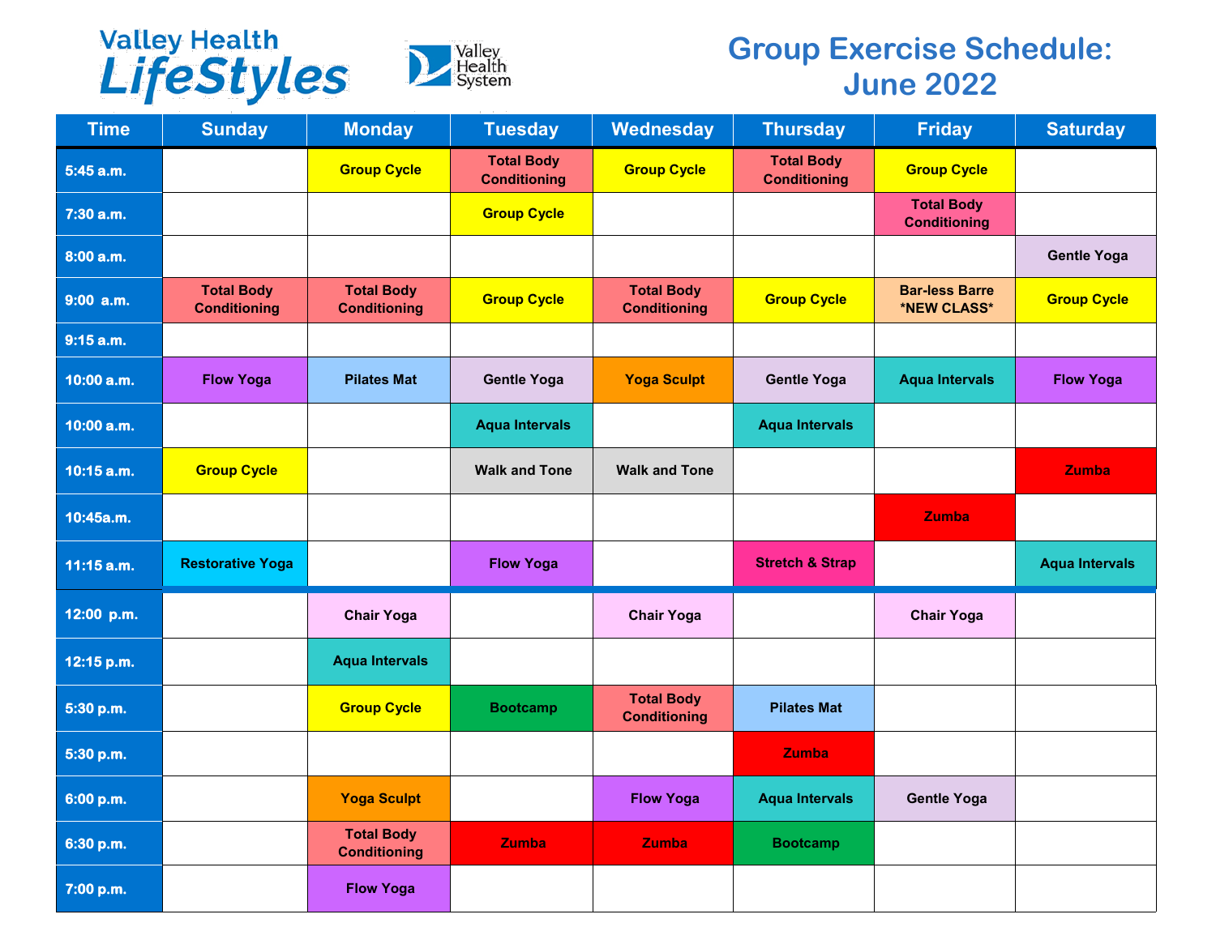Valley Health LifeStyles

Valley Health System

# Group Exercise Schedule: June 2022

| Time | Sunday | Monday | Tuesday | Wednesday | Thursday | Friday | Saturday |
|---|---|---|---|---|---|---|---|
| 5:45 a.m. | | Group Cycle | Total Body Conditioning | Group Cycle | Total Body Conditioning | Group Cycle | |
| 7:30 a.m. | | | Group Cycle | | | Total Body Conditioning | |
| 8:00 a.m. | | | | | | | Gentle Yoga |
| 9:00 a.m. | Total Body Conditioning | Total Body Conditioning | Group Cycle | Total Body Conditioning | Group Cycle | Bar-less Barre *NEW CLASS* | Group Cycle |
| 9:15 a.m. | | | | | | | |
| 10:00 a.m. | Flow Yoga | Pilates Mat | Gentle Yoga | Yoga Sculpt | Gentle Yoga | Aqua Intervals | Flow Yoga |
| 10:00 a.m. | | | Aqua Intervals | | Aqua Intervals | | |
| 10:15 a.m. | Group Cycle | | Walk and Tone | Walk and Tone | | | Zumba |
| 10:45a.m. | | | | | | Zumba | |
| 11:15 a.m. | Restorative Yoga | | Flow Yoga | | Stretch & Strap | | Aqua Intervals |
| 12:00 p.m. | | Chair Yoga | | Chair Yoga | | Chair Yoga | |
| 12:15 p.m. | | Aqua Intervals | | | | | |
| 5:30 p.m. | | Group Cycle | Bootcamp | Total Body Conditioning | Pilates Mat | | |
| 5:30 p.m. | | | | | Zumba | | |
| 6:00 p.m. | | Yoga Sculpt | | Flow Yoga | Aqua Intervals | Gentle Yoga | |
| 6:30 p.m. | | Total Body Conditioning | Zumba | Zumba | Bootcamp | | |
| 7:00 p.m. | | Flow Yoga | | | | | |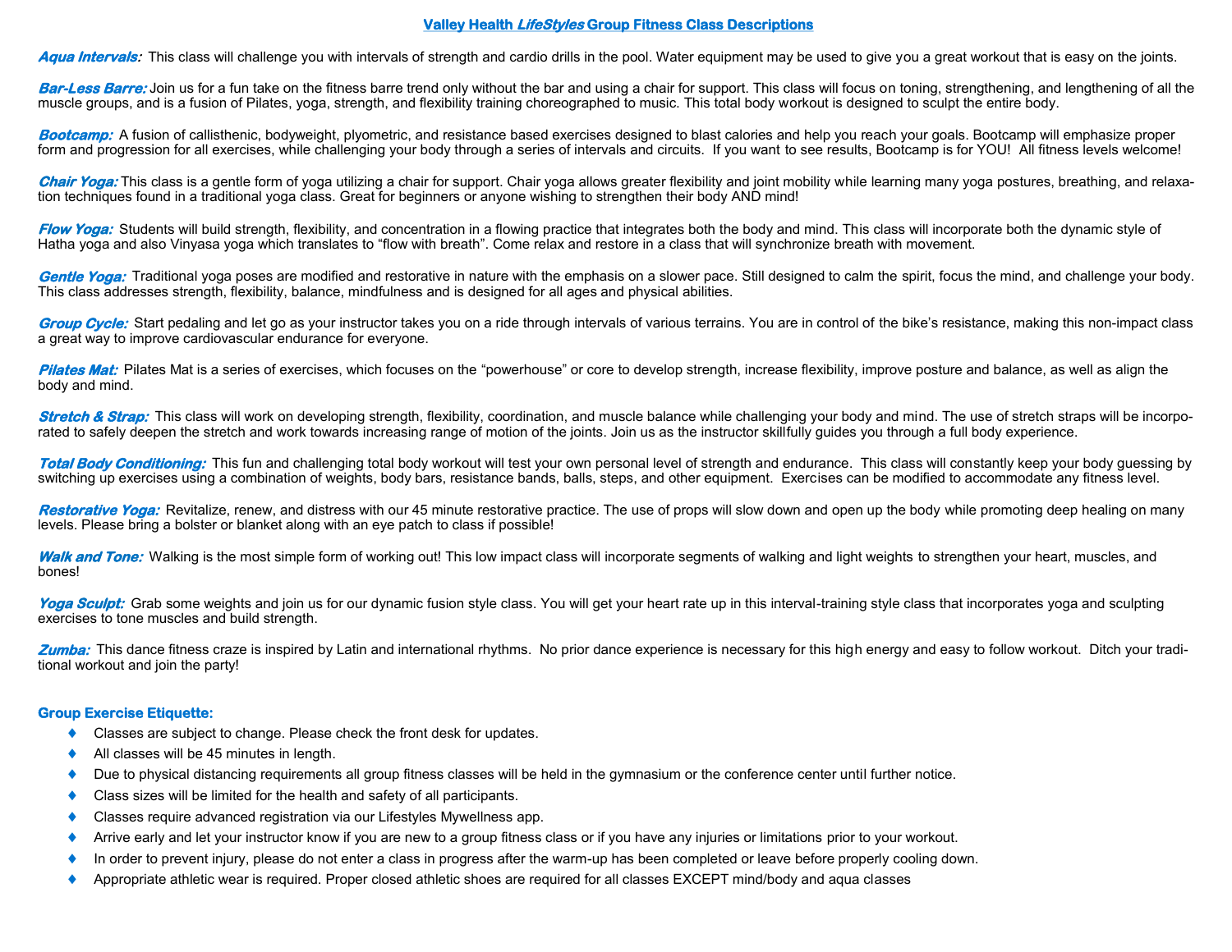# Valley Health *LifeStyles* Group Fitness Class Descriptions

***Aqua Intervals:*** This class will challenge you with intervals of strength and cardio drills in the pool. Water equipment may be used to give you a great workout that is easy on the joints.

***Bar-Less Barre:*** Join us for a fun take on the fitness barre trend only without the bar and using a chair for support. This class will focus on toning, strengthening, and lengthening of all the muscle groups, and is a fusion of Pilates, yoga, strength, and flexibility training choreographed to music. This total body workout is designed to sculpt the entire body.

***Bootcamp:*** A fusion of callisthenic, bodyweight, plyometric, and resistance based exercises designed to blast calories and help you reach your goals. Bootcamp will emphasize proper form and progression for all exercises, while challenging your body through a series of intervals and circuits. If you want to see results, Bootcamp is for YOU! All fitness levels welcome!

***Chair Yoga:*** This class is a gentle form of yoga utilizing a chair for support. Chair yoga allows greater flexibility and joint mobility while learning many yoga postures, breathing, and relaxation techniques found in a traditional yoga class. Great for beginners or anyone wishing to strengthen their body AND mind!

***Flow Yoga:*** Students will build strength, flexibility, and concentration in a flowing practice that integrates both the body and mind. This class will incorporate both the dynamic style of Hatha yoga and also Vinyasa yoga which translates to "flow with breath". Come relax and restore in a class that will synchronize breath with movement.

***Gentle Yoga:*** Traditional yoga poses are modified and restorative in nature with the emphasis on a slower pace. Still designed to calm the spirit, focus the mind, and challenge your body. This class addresses strength, flexibility, balance, mindfulness and is designed for all ages and physical abilities.

***Group Cycle:*** Start pedaling and let go as your instructor takes you on a ride through intervals of various terrains. You are in control of the bike's resistance, making this non-impact class a great way to improve cardiovascular endurance for everyone.

***Pilates Mat:*** Pilates Mat is a series of exercises, which focuses on the "powerhouse" or core to develop strength, increase flexibility, improve posture and balance, as well as align the body and mind.

***Stretch & Strap:*** This class will work on developing strength, flexibility, coordination, and muscle balance while challenging your body and mind. The use of stretch straps will be incorporated to safely deepen the stretch and work towards increasing range of motion of the joints. Join us as the instructor skillfully guides you through a full body experience.

***Total Body Conditioning:*** This fun and challenging total body workout will test your own personal level of strength and endurance. This class will constantly keep your body guessing by switching up exercises using a combination of weights, body bars, resistance bands, balls, steps, and other equipment. Exercises can be modified to accommodate any fitness level.

***Restorative Yoga:*** Revitalize, renew, and distress with our 45 minute restorative practice. The use of props will slow down and open up the body while promoting deep healing on many levels. Please bring a bolster or blanket along with an eye patch to class if possible!

***Walk and Tone:*** Walking is the most simple form of working out! This low impact class will incorporate segments of walking and light weights to strengthen your heart, muscles, and bones!

***Yoga Sculpt:*** Grab some weights and join us for our dynamic fusion style class. You will get your heart rate up in this interval-training style class that incorporates yoga and sculpting exercises to tone muscles and build strength.

***Zumba:*** This dance fitness craze is inspired by Latin and international rhythms. No prior dance experience is necessary for this high energy and easy to follow workout. Ditch your traditional workout and join the party!

## Group Exercise Etiquette:

- Classes are subject to change. Please check the front desk for updates.
- All classes will be 45 minutes in length.
- Due to physical distancing requirements all group fitness classes will be held in the gymnasium or the conference center until further notice.
- Class sizes will be limited for the health and safety of all participants.
- Classes require advanced registration via our Lifestyles Mywellness app.
- Arrive early and let your instructor know if you are new to a group fitness class or if you have any injuries or limitations prior to your workout.
- In order to prevent injury, please do not enter a class in progress after the warm-up has been completed or leave before properly cooling down.
- Appropriate athletic wear is required. Proper closed athletic shoes are required for all classes EXCEPT mind/body and aqua classes